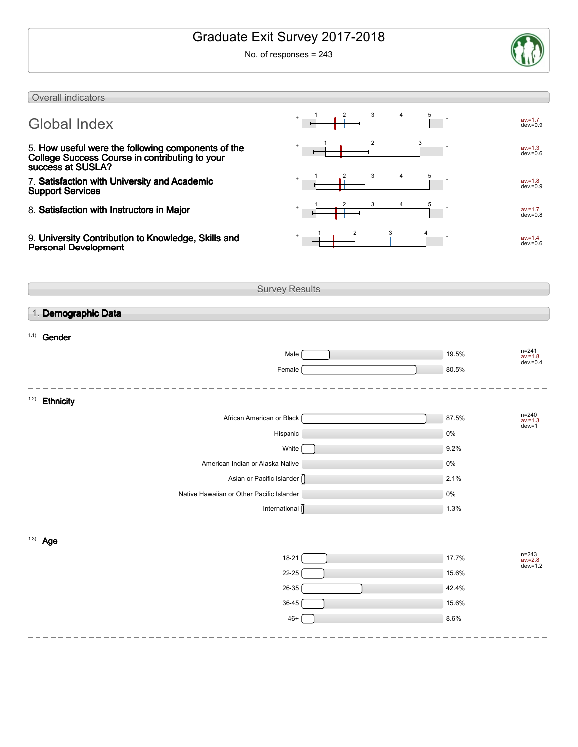# Graduate Exit Survey 2017-2018

No. of responses = 243

## Overall indicators

| Indicator | Scale | Statistics |
|---|---|---|
| **Global Index** | 1–5 | av.=1.7, dev.=0.9 |
| 5. **How useful were the following components of the College Success Course in contributing to your success at SUSLA?** | 1–3 | av.=1.3, dev.=0.6 |
| 7. **Satisfaction with University and Academic Support Services** | 1–5 | av.=1.8, dev.=0.9 |
| 8. **Satisfaction with Instructors in Major** | 1–5 | av.=1.7, dev.=0.8 |
| 9. **University Contribution to Knowledge, Skills and Personal Development** | 1–4 | av.=1.4, dev.=0.6 |

## Survey Results

### 1. **Demographic Data**

#### 1.1) Gender

| Response | Percentage |
|---|---|
| Male | 19.5% |
| Female | 80.5% |

n=241, av.=1.8, dev.=0.4

#### 1.2) Ethnicity

| Response | Percentage |
|---|---|
| African American or Black | 87.5% |
| Hispanic | 0% |
| White | 9.2% |
| American Indian or Alaska Native | 0% |
| Asian or Pacific Islander | 2.1% |
| Native Hawaiian or Other Pacific Islander | 0% |
| International | 1.3% |

n=240, av.=1.3, dev.=1

#### 1.3) Age

| Response | Percentage |
|---|---|
| 18-21 | 17.7% |
| 22-25 | 15.6% |
| 26-35 | 42.4% |
| 36-45 | 15.6% |
| 46+ | 8.6% |

n=243, av.=2.8, dev.=1.2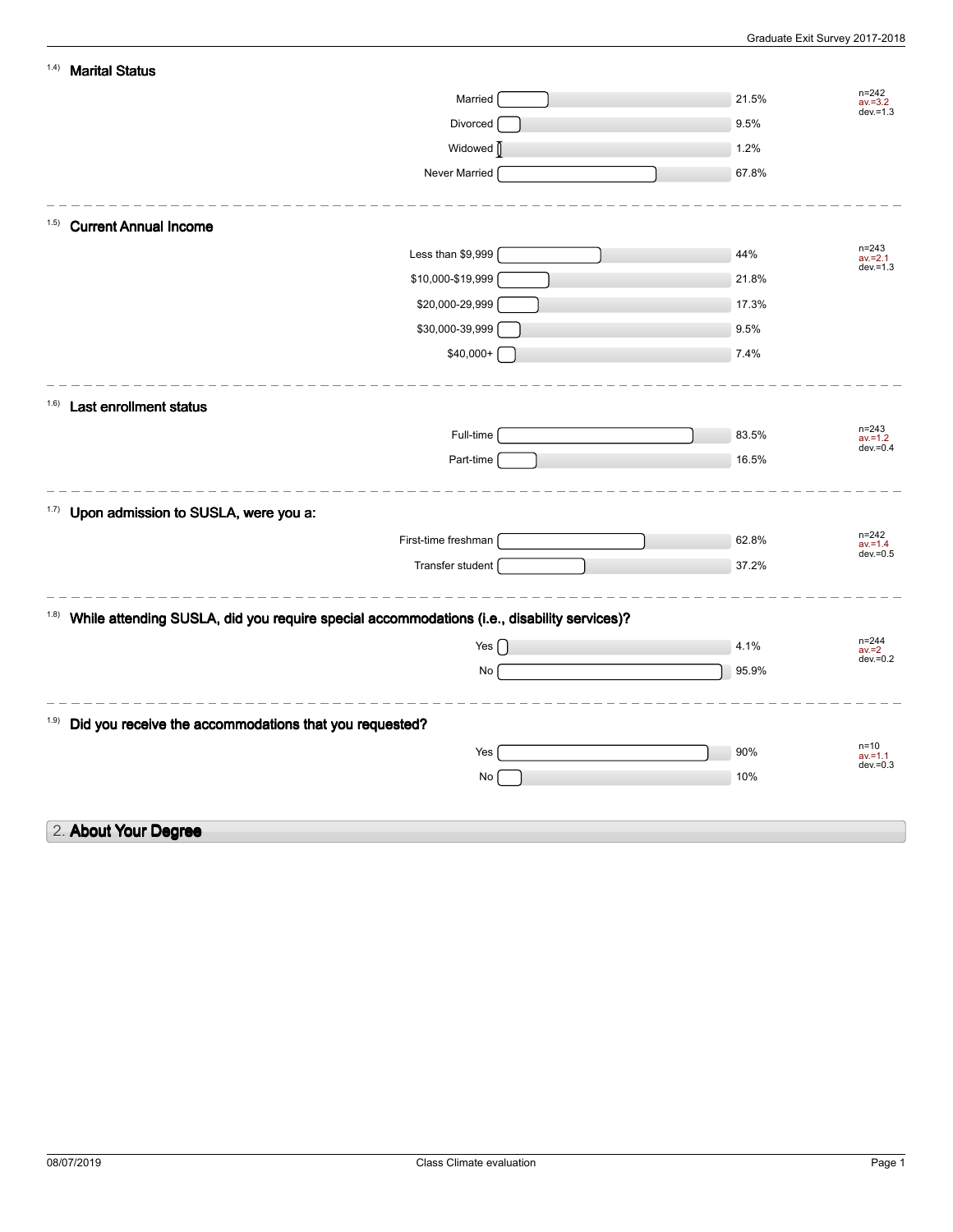### 1.4) Marital Status

| Response | Percentage |
|---|---|
| Married | 21.5% |
| Divorced | 9.5% |
| Widowed | 1.2% |
| Never Married | 67.8% |

n=242
av.=3.2
dev.=1.3

### 1.5) Current Annual Income

| Response | Percentage |
|---|---|
| Less than $9,999 | 44% |
| $10,000-$19,999 | 21.8% |
| $20,000-29,999 | 17.3% |
| $30,000-39,999 | 9.5% |
| $40,000+ | 7.4% |

n=243
av.=2.1
dev.=1.3

### 1.6) Last enrollment status

| Response | Percentage |
|---|---|
| Full-time | 83.5% |
| Part-time | 16.5% |

n=243
av.=1.2
dev.=0.4

### 1.7) Upon admission to SUSLA, were you a:

| Response | Percentage |
|---|---|
| First-time freshman | 62.8% |
| Transfer student | 37.2% |

n=242
av.=1.4
dev.=0.5

### 1.8) While attending SUSLA, did you require special accommodations (i.e., disability services)?

| Response | Percentage |
|---|---|
| Yes | 4.1% |
| No | 95.9% |

n=244
av.=2
dev.=0.2

### 1.9) Did you receive the accommodations that you requested?

| Response | Percentage |
|---|---|
| Yes | 90% |
| No | 10% |

n=10
av.=1.1
dev.=0.3

## 2. About Your Degree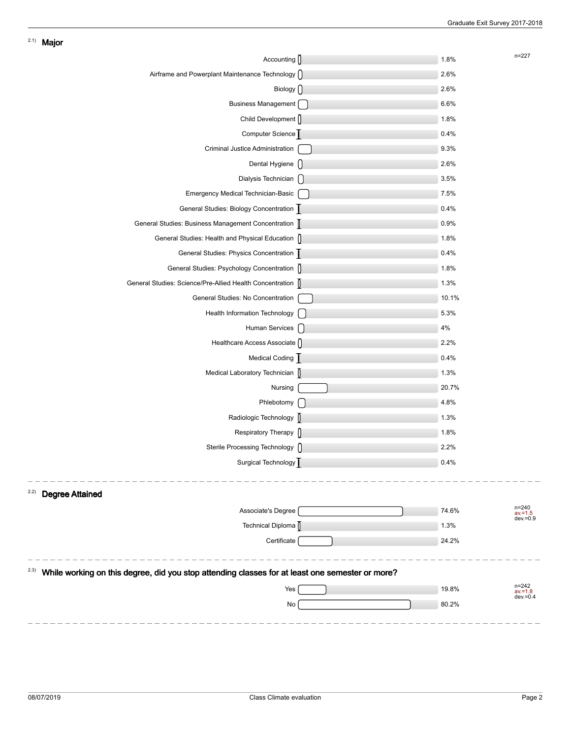## 2.1) Major

n=227

| Major | % |
|---|---|
| Accounting | 1.8% |
| Airframe and Powerplant Maintenance Technology | 2.6% |
| Biology | 2.6% |
| Business Management | 6.6% |
| Child Development | 1.8% |
| Computer Science | 0.4% |
| Criminal Justice Administration | 9.3% |
| Dental Hygiene | 2.6% |
| Dialysis Technician | 3.5% |
| Emergency Medical Technician-Basic | 7.5% |
| General Studies: Biology Concentration | 0.4% |
| General Studies: Business Management Concentration | 0.9% |
| General Studies: Health and Physical Education | 1.8% |
| General Studies: Physics Concentration | 0.4% |
| General Studies: Psychology Concentration | 1.8% |
| General Studies: Science/Pre-Allied Health Concentration | 1.3% |
| General Studies: No Concentration | 10.1% |
| Health Information Technology | 5.3% |
| Human Services | 4% |
| Healthcare Access Associate | 2.2% |
| Medical Coding | 0.4% |
| Medical Laboratory Technician | 1.3% |
| Nursing | 20.7% |
| Phlebotomy | 4.8% |
| Radiologic Technology | 1.3% |
| Respiratory Therapy | 1.8% |
| Sterile Processing Technology | 2.2% |
| Surgical Technology | 0.4% |

## 2.2) Degree Attained

n=240
av.=1.5
dev.=0.9

| Degree | % |
|---|---|
| Associate's Degree | 74.6% |
| Technical Diploma | 1.3% |
| Certificate | 24.2% |

## 2.3) While working on this degree, did you stop attending classes for at least one semester or more?

n=242
av.=1.8
dev.=0.4

| Response | % |
|---|---|
| Yes | 19.8% |
| No | 80.2% |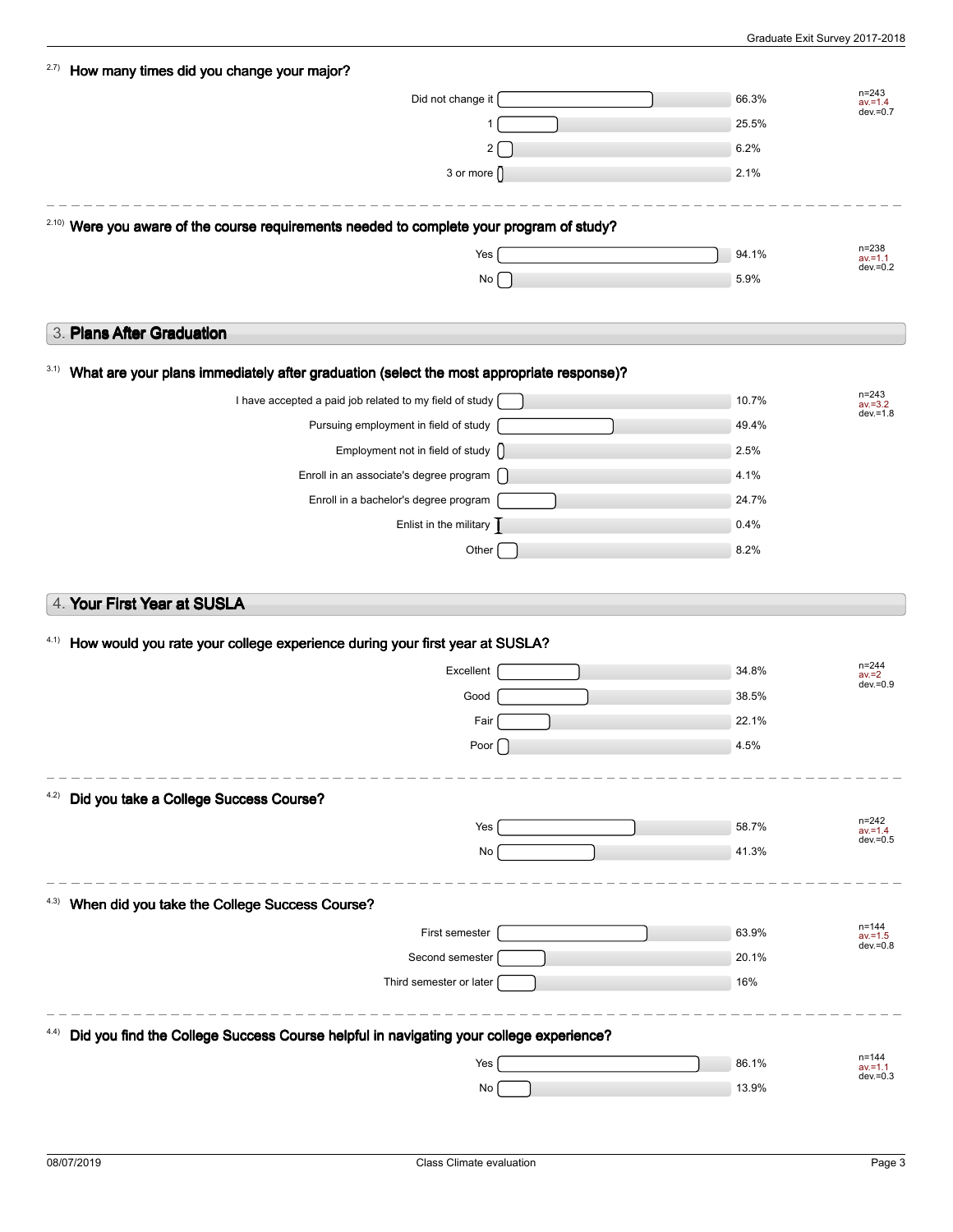**2.7) How many times did you change your major?**

| Response | Percentage |
| --- | --- |
| Did not change it | 66.3% |
| 1 | 25.5% |
| 2 | 6.2% |
| 3 or more | 2.1% |

n=243
av.=1.4
dev.=0.7

**2.10) Were you aware of the course requirements needed to complete your program of study?**

| Response | Percentage |
| --- | --- |
| Yes | 94.1% |
| No | 5.9% |

n=238
av.=1.1
dev.=0.2

## 3. Plans After Graduation

**3.1) What are your plans immediately after graduation (select the most appropriate response)?**

| Response | Percentage |
| --- | --- |
| I have accepted a paid job related to my field of study | 10.7% |
| Pursuing employment in field of study | 49.4% |
| Employment not in field of study | 2.5% |
| Enroll in an associate's degree program | 4.1% |
| Enroll in a bachelor's degree program | 24.7% |
| Enlist in the military | 0.4% |
| Other | 8.2% |

n=243
av.=3.2
dev.=1.8

## 4. Your First Year at SUSLA

**4.1) How would you rate your college experience during your first year at SUSLA?**

| Response | Percentage |
| --- | --- |
| Excellent | 34.8% |
| Good | 38.5% |
| Fair | 22.1% |
| Poor | 4.5% |

n=244
av.=2
dev.=0.9

**4.2) Did you take a College Success Course?**

| Response | Percentage |
| --- | --- |
| Yes | 58.7% |
| No | 41.3% |

n=242
av.=1.4
dev.=0.5

**4.3) When did you take the College Success Course?**

| Response | Percentage |
| --- | --- |
| First semester | 63.9% |
| Second semester | 20.1% |
| Third semester or later | 16% |

n=144
av.=1.5
dev.=0.8

**4.4) Did you find the College Success Course helpful in navigating your college experience?**

| Response | Percentage |
| --- | --- |
| Yes | 86.1% |
| No | 13.9% |

n=144
av.=1.1
dev.=0.3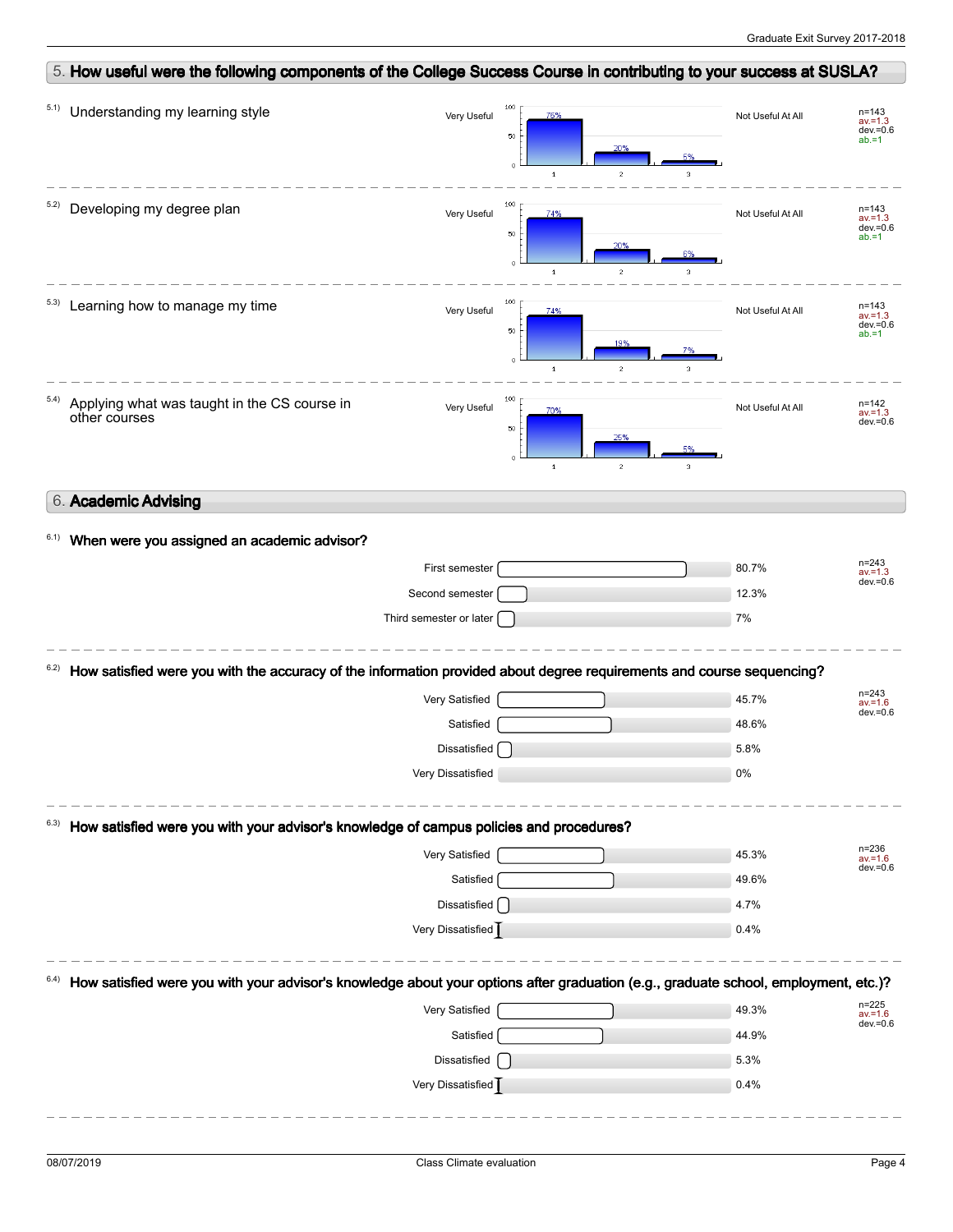## 5. How useful were the following components of the College Success Course in contributing to your success at SUSLA?

5.1) Understanding my learning style

| Very Useful | 1 | 2 | 3 | Not Useful At All | |
|---|---|---|---|---|---|
| | 75% | 20% | 5% | | n=143, av.=1.3, dev.=0.6, ab.=1 |

5.2) Developing my degree plan

| Very Useful | 1 | 2 | 3 | Not Useful At All | |
|---|---|---|---|---|---|
| | 74% | 20% | 6% | | n=143, av.=1.3, dev.=0.6, ab.=1 |

5.3) Learning how to manage my time

| Very Useful | 1 | 2 | 3 | Not Useful At All | |
|---|---|---|---|---|---|
| | 74% | 19% | 7% | | n=143, av.=1.3, dev.=0.6, ab.=1 |

5.4) Applying what was taught in the CS course in other courses

| Very Useful | 1 | 2 | 3 | Not Useful At All | |
|---|---|---|---|---|---|
| | 70% | 25% | 5% | | n=142, av.=1.3, dev.=0.6 |

## 6. Academic Advising

6.1) **When were you assigned an academic advisor?**

| Response | Percent |
|---|---|
| First semester | 80.7% |
| Second semester | 12.3% |
| Third semester or later | 7% |

n=243, av.=1.3, dev.=0.6

6.2) **How satisfied were you with the accuracy of the information provided about degree requirements and course sequencing?**

| Response | Percent |
|---|---|
| Very Satisfied | 45.7% |
| Satisfied | 48.6% |
| Dissatisfied | 5.8% |
| Very Dissatisfied | 0% |

n=243, av.=1.6, dev.=0.6

6.3) **How satisfied were you with your advisor's knowledge of campus policies and procedures?**

| Response | Percent |
|---|---|
| Very Satisfied | 45.3% |
| Satisfied | 49.6% |
| Dissatisfied | 4.7% |
| Very Dissatisfied | 0.4% |

n=236, av.=1.6, dev.=0.6

6.4) **How satisfied were you with your advisor's knowledge about your options after graduation (e.g., graduate school, employment, etc.)?**

| Response | Percent |
|---|---|
| Very Satisfied | 49.3% |
| Satisfied | 44.9% |
| Dissatisfied | 5.3% |
| Very Dissatisfied | 0.4% |

n=225, av.=1.6, dev.=0.6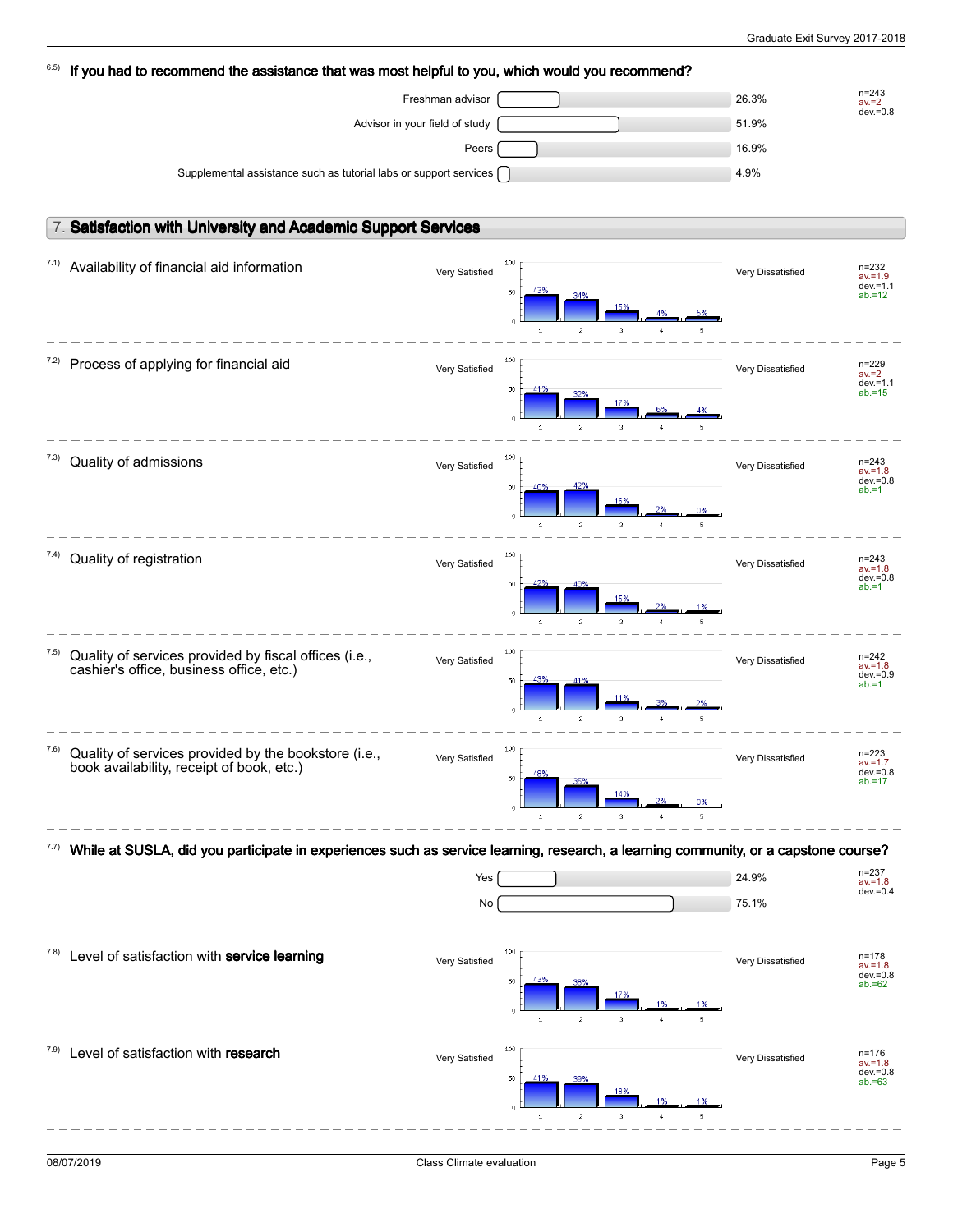6.5) **If you had to recommend the assistance that was most helpful to you, which would you recommend?**

| Response | Percent |
|---|---|
| Freshman advisor | 26.3% |
| Advisor in your field of study | 51.9% |
| Peers | 16.9% |
| Supplemental assistance such as tutorial labs or support services | 4.9% |

n=243
av.=2
dev.=0.8

## 7. Satisfaction with University and Academic Support Services

Scale: 1 = Very Satisfied, 5 = Very Dissatisfied

| Item | 1 | 2 | 3 | 4 | 5 | n | av. | dev. | ab. |
|---|---|---|---|---|---|---|---|---|---|
| 7.1) Availability of financial aid information | 43% | 34% | 15% | 4% | 5% | 232 | 1.9 | 1.1 | 12 |
| 7.2) Process of applying for financial aid | 41% | 32% | 17% | 6% | 4% | 229 | 2 | 1.1 | 15 |
| 7.3) Quality of admissions | 40% | 42% | 16% | 2% | 0% | 243 | 1.8 | 0.8 | 1 |
| 7.4) Quality of registration | 42% | 40% | 15% | 2% | 1% | 243 | 1.8 | 0.8 | 1 |
| 7.5) Quality of services provided by fiscal offices (i.e., cashier's office, business office, etc.) | 43% | 41% | 11% | 3% | 2% | 242 | 1.8 | 0.9 | 1 |
| 7.6) Quality of services provided by the bookstore (i.e., book availability, receipt of book, etc.) | 48% | 35% | 14% | 2% | 0% | 223 | 1.7 | 0.8 | 17 |

7.7) **While at SUSLA, did you participate in experiences such as service learning, research, a learning community, or a capstone course?**

| Response | Percent |
|---|---|
| Yes | 24.9% |
| No | 75.1% |

n=237
av.=1.8
dev.=0.4

| Item | 1 | 2 | 3 | 4 | 5 | n | av. | dev. | ab. |
|---|---|---|---|---|---|---|---|---|---|
| 7.8) Level of satisfaction with **service learning** | 43% | 38% | 17% | 1% | 1% | 178 | 1.8 | 0.8 | 62 |
| 7.9) Level of satisfaction with **research** | 41% | 39% | 18% | 1% | 1% | 176 | 1.8 | 0.8 | 63 |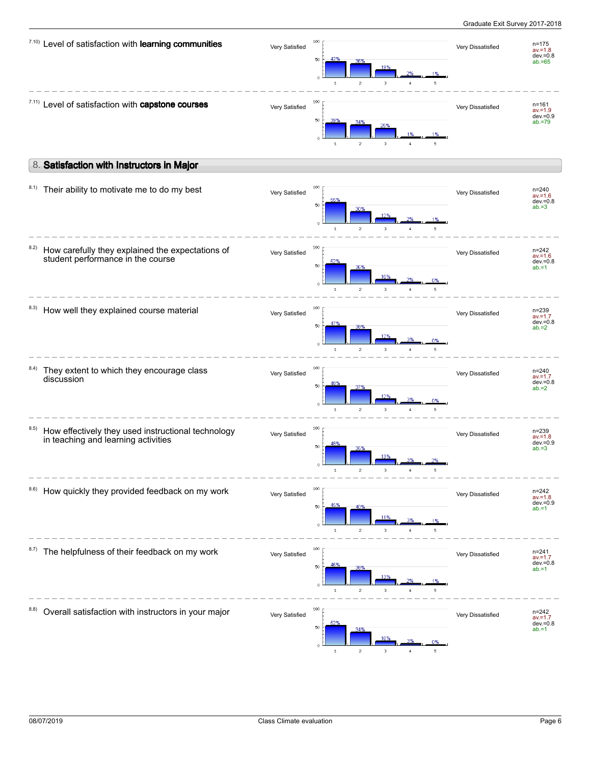7.10) Level of satisfaction with **learning communities**

| Very Satisfied | 1 | 2 | 3 | 4 | 5 | Very Dissatisfied | |
|---|---|---|---|---|---|---|---|
| | 42% | 36% | 19% | 2% | 1% | | n=175 av.=1.8 dev.=0.8 ab.=65 |

7.11) Level of satisfaction with **capstone courses**

| Very Satisfied | 1 | 2 | 3 | 4 | 5 | Very Dissatisfied | |
|---|---|---|---|---|---|---|---|
| | 39% | 34% | 25% | 1% | 1% | | n=161 av.=1.9 dev.=0.9 ab.=79 |

## 8. Satisfaction with Instructors in Major

8.1) Their ability to motivate me to do my best

| Very Satisfied | 1 | 2 | 3 | 4 | 5 | Very Dissatisfied | |
|---|---|---|---|---|---|---|---|
| | 55% | 30% | 12% | 2% | 1% | | n=240 av.=1.6 dev.=0.8 ab.=3 |

8.2) How carefully they explained the expectations of student performance in the course

| Very Satisfied | 1 | 2 | 3 | 4 | 5 | Very Dissatisfied | |
|---|---|---|---|---|---|---|---|
| | 52% | 36% | 10% | 2% | 0% | | n=242 av.=1.6 dev.=0.8 ab.=1 |

8.3) How well they explained course material

| Very Satisfied | 1 | 2 | 3 | 4 | 5 | Very Dissatisfied | |
|---|---|---|---|---|---|---|---|
| | 47% | 38% | 12% | 3% | 0% | | n=239 av.=1.7 dev.=0.8 ab.=2 |

8.4) They extent to which they encourage class discussion

| Very Satisfied | 1 | 2 | 3 | 4 | 5 | Very Dissatisfied | |
|---|---|---|---|---|---|---|---|
| | 48% | 37% | 12% | 3% | 0% | | n=240 av.=1.7 dev.=0.8 ab.=2 |

8.5) How effectively they used instructional technology in teaching and learning activities

| Very Satisfied | 1 | 2 | 3 | 4 | 5 | Very Dissatisfied | |
|---|---|---|---|---|---|---|---|
| | 48% | 35% | 13% | 3% | 2% | | n=239 av.=1.8 dev.=0.9 ab.=3 |

8.6) How quickly they provided feedback on my work

| Very Satisfied | 1 | 2 | 3 | 4 | 5 | Very Dissatisfied | |
|---|---|---|---|---|---|---|---|
| | 45% | 40% | 11% | 3% | 1% | | n=242 av.=1.8 dev.=0.9 ab.=1 |

8.7) The helpfulness of their feedback on my work

| Very Satisfied | 1 | 2 | 3 | 4 | 5 | Very Dissatisfied | |
|---|---|---|---|---|---|---|---|
| | 46% | 38% | 13% | 2% | 1% | | n=241 av.=1.7 dev.=0.8 ab.=1 |

8.8) Overall satisfaction with instructors in your major

| Very Satisfied | 1 | 2 | 3 | 4 | 5 | Very Dissatisfied | |
|---|---|---|---|---|---|---|---|
| | 52% | 34% | 10% | 3% | 0% | | n=242 av.=1.7 dev.=0.8 ab.=1 |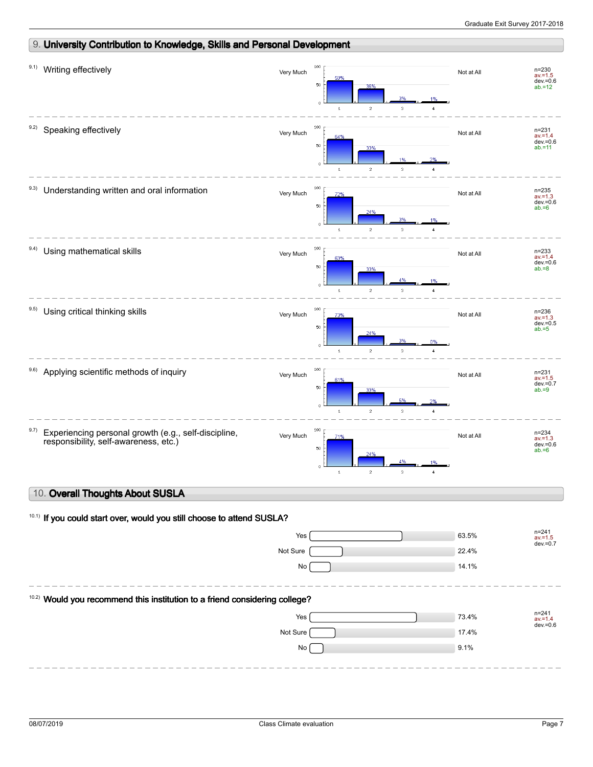## 9. University Contribution to Knowledge, Skills and Personal Development

9.1) Writing effectively

| Very Much | 1 | 2 | 3 | 4 | Not at All | Statistics |
|---|---|---|---|---|---|---|
| | 59% | 36% | 3% | 1% | | n=230, av.=1.5, dev.=0.6, ab.=12 |

9.2) Speaking effectively

| Very Much | 1 | 2 | 3 | 4 | Not at All | Statistics |
|---|---|---|---|---|---|---|
| | 64% | 33% | 1% | 2% | | n=231, av.=1.4, dev.=0.6, ab.=11 |

9.3) Understanding written and oral information

| Very Much | 1 | 2 | 3 | 4 | Not at All | Statistics |
|---|---|---|---|---|---|---|
| | 72% | 24% | 3% | 1% | | n=235, av.=1.3, dev.=0.6, ab.=6 |

9.4) Using mathematical skills

| Very Much | 1 | 2 | 3 | 4 | Not at All | Statistics |
|---|---|---|---|---|---|---|
| | 63% | 33% | 4% | 1% | | n=233, av.=1.4, dev.=0.6, ab.=8 |

9.5) Using critical thinking skills

| Very Much | 1 | 2 | 3 | 4 | Not at All | Statistics |
|---|---|---|---|---|---|---|
| | 73% | 24% | 3% | 0% | | n=236, av.=1.3, dev.=0.5, ab.=5 |

9.6) Applying scientific methods of inquiry

| Very Much | 1 | 2 | 3 | 4 | Not at All | Statistics |
|---|---|---|---|---|---|---|
| | 61% | 33% | 5% | 2% | | n=231, av.=1.5, dev.=0.7, ab.=9 |

9.7) Experiencing personal growth (e.g., self-discipline, responsibility, self-awareness, etc.)

| Very Much | 1 | 2 | 3 | 4 | Not at All | Statistics |
|---|---|---|---|---|---|---|
| | 71% | 24% | 4% | 1% | | n=234, av.=1.3, dev.=0.6, ab.=6 |

## 10. Overall Thoughts About SUSLA

10.1) **If you could start over, would you still choose to attend SUSLA?**

| Response | Percentage |
|---|---|
| Yes | 63.5% |
| Not Sure | 22.4% |
| No | 14.1% |

n=241, av.=1.5, dev.=0.7

10.2) **Would you recommend this institution to a friend considering college?**

| Response | Percentage |
|---|---|
| Yes | 73.4% |
| Not Sure | 17.4% |
| No | 9.1% |

n=241, av.=1.4, dev.=0.6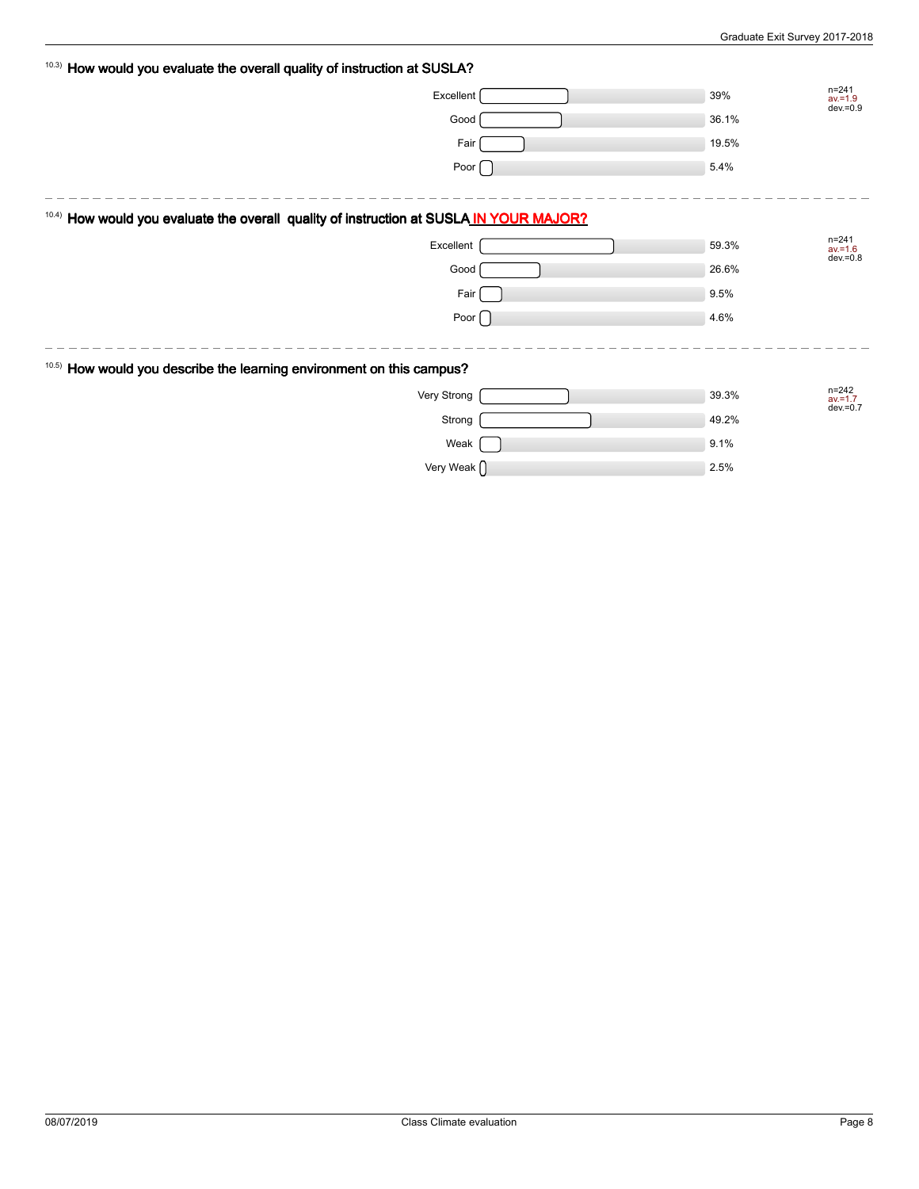### 10.3) How would you evaluate the overall quality of instruction at SUSLA?

| Response | Percentage |
|---|---|
| Excellent | 39% |
| Good | 36.1% |
| Fair | 19.5% |
| Poor | 5.4% |

n=241
av.=1.9
dev.=0.9

---

### 10.4) How would you evaluate the overall quality of instruction at SUSLA IN YOUR MAJOR?

| Response | Percentage |
|---|---|
| Excellent | 59.3% |
| Good | 26.6% |
| Fair | 9.5% |
| Poor | 4.6% |

n=241
av.=1.6
dev.=0.8

---

### 10.5) How would you describe the learning environment on this campus?

| Response | Percentage |
|---|---|
| Very Strong | 39.3% |
| Strong | 49.2% |
| Weak | 9.1% |
| Very Weak | 2.5% |

n=242
av.=1.7
dev.=0.7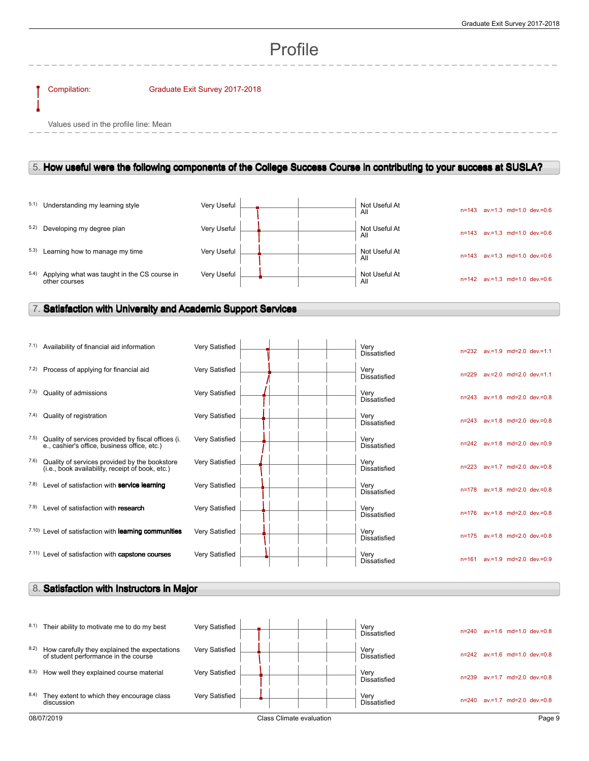# Profile

Compilation: Graduate Exit Survey 2017-2018

Values used in the profile line: Mean

## 5. How useful were the following components of the College Success Course in contributing to your success at SUSLA?

| | Item | Left pole | Right pole | n | av. | md | dev. |
|---|---|---|---|---|---|---|---|
| 5.1) | Understanding my learning style | Very Useful | Not Useful At All | n=143 | av.=1.3 | md=1.0 | dev.=0.6 |
| 5.2) | Developing my degree plan | Very Useful | Not Useful At All | n=143 | av.=1.3 | md=1.0 | dev.=0.6 |
| 5.3) | Learning how to manage my time | Very Useful | Not Useful At All | n=143 | av.=1.3 | md=1.0 | dev.=0.6 |
| 5.4) | Applying what was taught in the CS course in other courses | Very Useful | Not Useful At All | n=142 | av.=1.3 | md=1.0 | dev.=0.6 |

## 7. Satisfaction with University and Academic Support Services

| | Item | Left pole | Right pole | n | av. | md | dev. |
|---|---|---|---|---|---|---|---|
| 7.1) | Availability of financial aid information | Very Satisfied | Very Dissatisfied | n=232 | av.=1.9 | md=2.0 | dev.=1.1 |
| 7.2) | Process of applying for financial aid | Very Satisfied | Very Dissatisfied | n=229 | av.=2.0 | md=2.0 | dev.=1.1 |
| 7.3) | Quality of admissions | Very Satisfied | Very Dissatisfied | n=243 | av.=1.8 | md=2.0 | dev.=0.8 |
| 7.4) | Quality of registration | Very Satisfied | Very Dissatisfied | n=243 | av.=1.8 | md=2.0 | dev.=0.8 |
| 7.5) | Quality of services provided by fiscal offices (i. e., cashier's office, business office, etc.) | Very Satisfied | Very Dissatisfied | n=242 | av.=1.8 | md=2.0 | dev.=0.9 |
| 7.6) | Quality of services provided by the bookstore (i.e., book availability, receipt of book, etc.) | Very Satisfied | Very Dissatisfied | n=223 | av.=1.7 | md=2.0 | dev.=0.8 |
| 7.8) | Level of satisfaction with **service learning** | Very Satisfied | Very Dissatisfied | n=178 | av.=1.8 | md=2.0 | dev.=0.8 |
| 7.9) | Level of satisfaction with **research** | Very Satisfied | Very Dissatisfied | n=176 | av.=1.8 | md=2.0 | dev.=0.8 |
| 7.10) | Level of satisfaction with **learning communities** | Very Satisfied | Very Dissatisfied | n=175 | av.=1.8 | md=2.0 | dev.=0.8 |
| 7.11) | Level of satisfaction with **capstone courses** | Very Satisfied | Very Dissatisfied | n=161 | av.=1.9 | md=2.0 | dev.=0.9 |

## 8. Satisfaction with Instructors in Major

| | Item | Left pole | Right pole | n | av. | md | dev. |
|---|---|---|---|---|---|---|---|
| 8.1) | Their ability to motivate me to do my best | Very Satisfied | Very Dissatisfied | n=240 | av.=1.6 | md=1.0 | dev.=0.8 |
| 8.2) | How carefully they explained the expectations of student performance in the course | Very Satisfied | Very Dissatisfied | n=242 | av.=1.6 | md=1.0 | dev.=0.8 |
| 8.3) | How well they explained course material | Very Satisfied | Very Dissatisfied | n=239 | av.=1.7 | md=2.0 | dev.=0.8 |
| 8.4) | They extent to which they encourage class discussion | Very Satisfied | Very Dissatisfied | n=240 | av.=1.7 | md=2.0 | dev.=0.8 |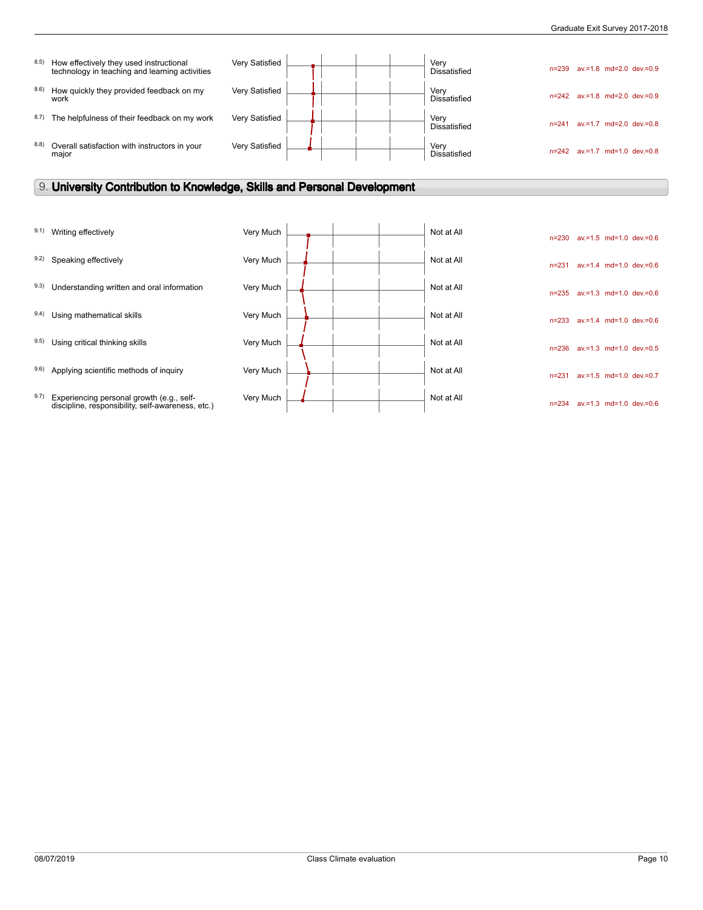8.5) How effectively they used instructional technology in teaching and learning activities

Very Satisfied — Very Dissatisfied

n=239 av.=1.8 md=2.0 dev.=0.9

8.6) How quickly they provided feedback on my work

Very Satisfied — Very Dissatisfied

n=242 av.=1.8 md=2.0 dev.=0.9

8.7) The helpfulness of their feedback on my work

Very Satisfied — Very Dissatisfied

n=241 av.=1.7 md=2.0 dev.=0.8

8.8) Overall satisfaction with instructors in your major

Very Satisfied — Very Dissatisfied

n=242 av.=1.7 md=1.0 dev.=0.8

## 9. University Contribution to Knowledge, Skills and Personal Development

9.1) Writing effectively

Very Much — Not at All

n=230 av.=1.5 md=1.0 dev.=0.6

9.2) Speaking effectively

Very Much — Not at All

n=231 av.=1.4 md=1.0 dev.=0.6

9.3) Understanding written and oral information

Very Much — Not at All

n=235 av.=1.3 md=1.0 dev.=0.6

9.4) Using mathematical skills

Very Much — Not at All

n=233 av.=1.4 md=1.0 dev.=0.6

9.5) Using critical thinking skills

Very Much — Not at All

n=236 av.=1.3 md=1.0 dev.=0.5

9.6) Applying scientific methods of inquiry

Very Much — Not at All

n=231 av.=1.5 md=1.0 dev.=0.7

9.7) Experiencing personal growth (e.g., self-discipline, responsibility, self-awareness, etc.)

Very Much — Not at All

n=234 av.=1.3 md=1.0 dev.=0.6